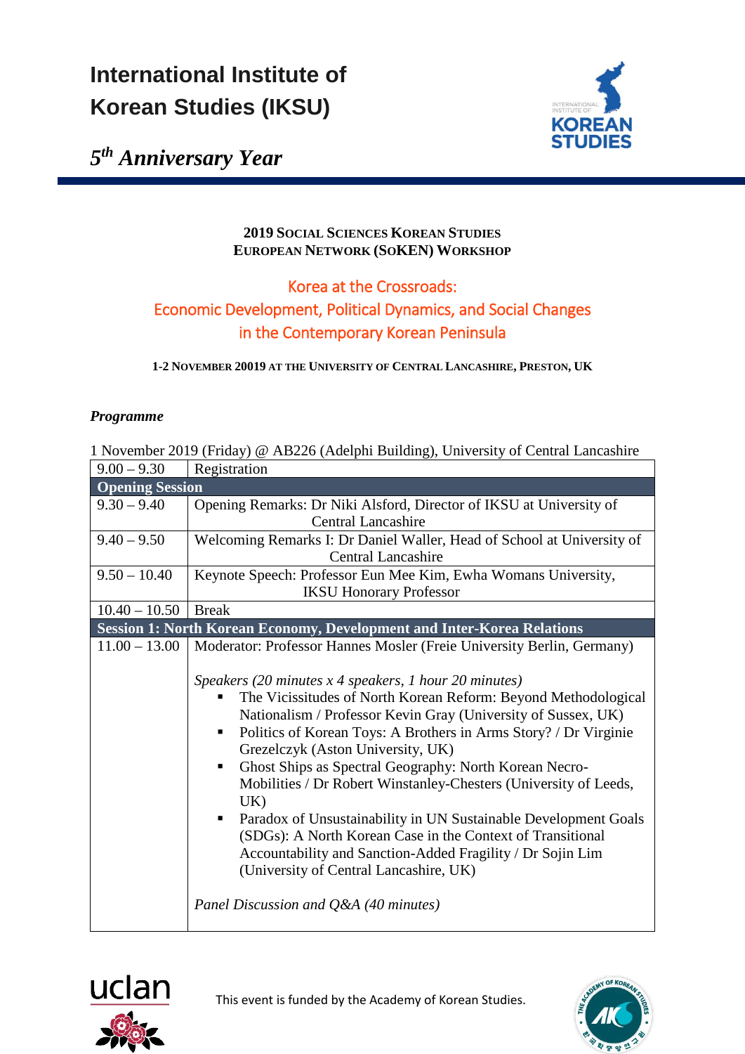# International Institute of Korean Studies (IKSU)

*5th Anniversary Year*

**2019 SOCIAL SCIENCES KOREAN STUDIES EUROPEAN NETWORK (SOKEN) WORKSHOP**

## Korea at the Crossroads: Economic Development, Political Dynamics, and Social Changes in the Contemporary Korean Peninsula

**1-2 NOVEMBER 20019 AT THE UNIVERSITY OF CENTRAL LANCASHIRE, PRESTON, UK**

***Programme***

1 November 2019 (Friday) @ AB226 (Adelphi Building), University of Central Lancashire

| | |
|---|---|
| 9.00 – 9.30 | Registration |
| **Opening Session** | |
| 9.30 – 9.40 | Opening Remarks: Dr Niki Alsford, Director of IKSU at University of Central Lancashire |
| 9.40 – 9.50 | Welcoming Remarks I: Dr Daniel Waller, Head of School at University of Central Lancashire |
| 9.50 – 10.40 | Keynote Speech: Professor Eun Mee Kim, Ewha Womans University, IKSU Honorary Professor |
| 10.40 – 10.50 | Break |
| **Session 1: North Korean Economy, Development and Inter-Korea Relations** | |
| 11.00 – 13.00 | Moderator: Professor Hannes Mosler (Freie University Berlin, Germany)<br><br>*Speakers (20 minutes x 4 speakers, 1 hour 20 minutes)*<br>▪ The Vicissitudes of North Korean Reform: Beyond Methodological Nationalism / Professor Kevin Gray (University of Sussex, UK)<br>▪ Politics of Korean Toys: A Brothers in Arms Story? / Dr Virginie Grezelczyk (Aston University, UK)<br>▪ Ghost Ships as Spectral Geography: North Korean Necro-Mobilities / Dr Robert Winstanley-Chesters (University of Leeds, UK)<br>▪ Paradox of Unsustainability in UN Sustainable Development Goals (SDGs): A North Korean Case in the Context of Transitional Accountability and Sanction-Added Fragility / Dr Sojin Lim (University of Central Lancashire, UK)<br><br>*Panel Discussion and Q&A (40 minutes)* |

This event is funded by the Academy of Korean Studies.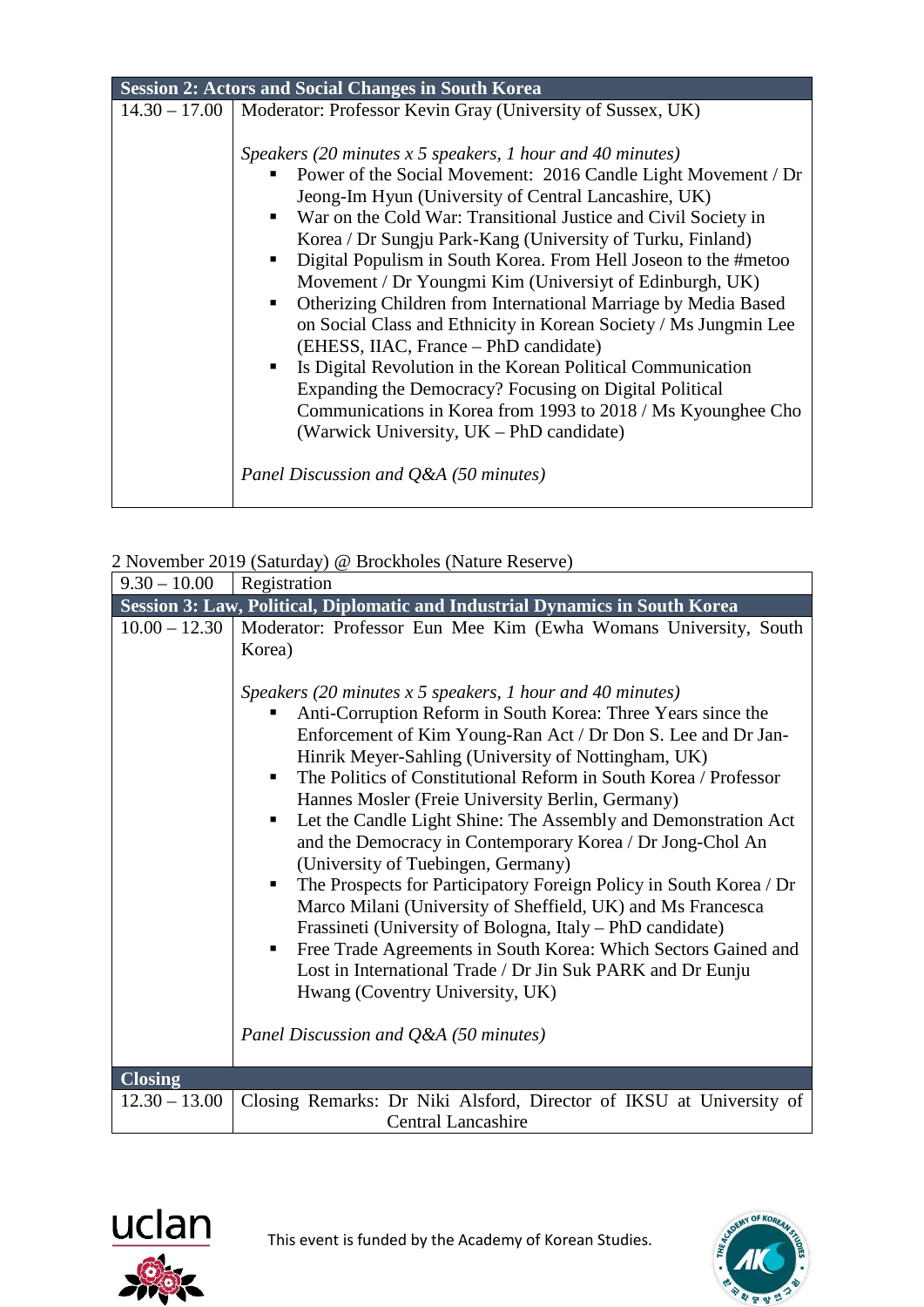| Session 2: Actors and Social Changes in South Korea | |
|---|---|
| 14.30 – 17.00 | Moderator: Professor Kevin Gray (University of Sussex, UK)<br><br>*Speakers (20 minutes x 5 speakers, 1 hour and 40 minutes)*<br>▪ Power of the Social Movement: 2016 Candle Light Movement / Dr Jeong-Im Hyun (University of Central Lancashire, UK)<br>▪ War on the Cold War: Transitional Justice and Civil Society in Korea / Dr Sungju Park-Kang (University of Turku, Finland)<br>▪ Digital Populism in South Korea. From Hell Joseon to the #metoo Movement / Dr Youngmi Kim (Universiyt of Edinburgh, UK)<br>▪ Otherizing Children from International Marriage by Media Based on Social Class and Ethnicity in Korean Society / Ms Jungmin Lee (EHESS, IIAC, France – PhD candidate)<br>▪ Is Digital Revolution in the Korean Political Communication Expanding the Democracy? Focusing on Digital Political Communications in Korea from 1993 to 2018 / Ms Kyounghee Cho (Warwick University, UK – PhD candidate)<br><br>*Panel Discussion and Q&A (50 minutes)* |

2 November 2019 (Saturday) @ Brockholes (Nature Reserve)

| | |
|---|---|
| 9.30 – 10.00 | Registration |
| **Session 3: Law, Political, Diplomatic and Industrial Dynamics in South Korea** | |
| 10.00 – 12.30 | Moderator: Professor Eun Mee Kim (Ewha Womans University, South Korea)<br><br>*Speakers (20 minutes x 5 speakers, 1 hour and 40 minutes)*<br>▪ Anti-Corruption Reform in South Korea: Three Years since the Enforcement of Kim Young-Ran Act / Dr Don S. Lee and Dr Jan-Hinrik Meyer-Sahling (University of Nottingham, UK)<br>▪ The Politics of Constitutional Reform in South Korea / Professor Hannes Mosler (Freie University Berlin, Germany)<br>▪ Let the Candle Light Shine: The Assembly and Demonstration Act and the Democracy in Contemporary Korea / Dr Jong-Chol An (University of Tuebingen, Germany)<br>▪ The Prospects for Participatory Foreign Policy in South Korea / Dr Marco Milani (University of Sheffield, UK) and Ms Francesca Frassineti (University of Bologna, Italy – PhD candidate)<br>▪ Free Trade Agreements in South Korea: Which Sectors Gained and Lost in International Trade / Dr Jin Suk PARK and Dr Eunju Hwang (Coventry University, UK)<br><br>*Panel Discussion and Q&A (50 minutes)* |
| **Closing** | |
| 12.30 – 13.00 | Closing Remarks: Dr Niki Alsford, Director of IKSU at University of Central Lancashire |

This event is funded by the Academy of Korean Studies.